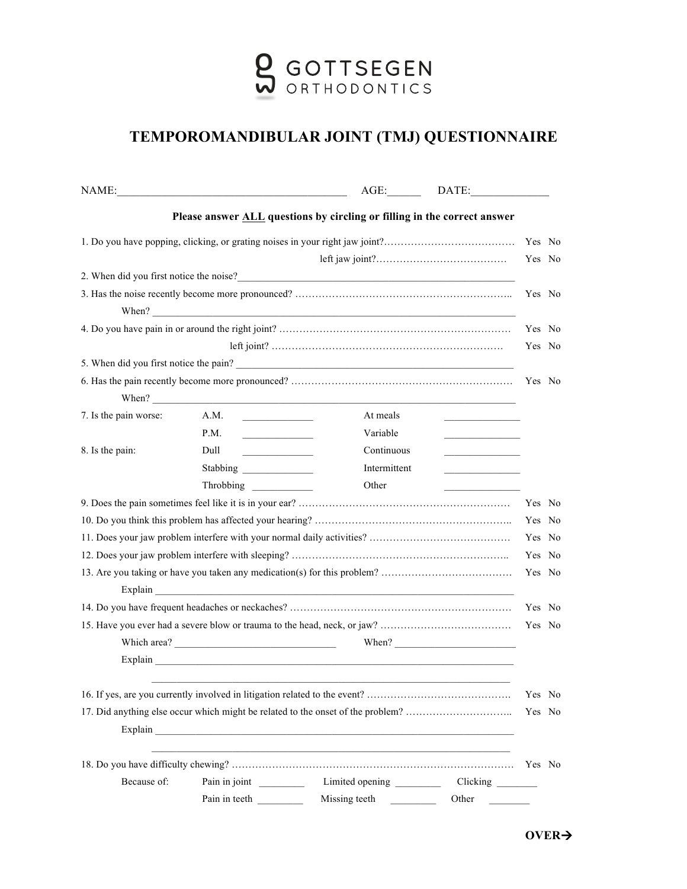GOTTSEGEN ORTHODONTICS

# TEMPOROMANDIBULAR JOINT (TMJ) QUESTIONNAIRE

NAME:________________________________________ AGE:______ DATE:_____________

**Please answer ALL questions by circling or filling in the correct answer**

1. Do you have popping, clicking, or grating noises in your right jaw joint?………………………………… Yes No
   left jaw joint?………………………………… Yes No
2. When did you first notice the noise?_______________________________________________________
3. Has the noise recently become more pronounced? ……………………………………………………….. Yes No
   When? ____________________________________________________________________________
4. Do you have pain in or around the right joint? …………………………………………………………… Yes No
   left joint? …………………………………………………………… Yes No
5. When did you first notice the pain? _______________________________________________________
6. Has the pain recently become more pronounced? ………………………………………………………… Yes No
   When? ____________________________________________________________________________
7. Is the pain worse:

   | | | | |
   |---|---|---|---|
   | A.M. | _____________ | At meals | ______________ |
   | P.M. | _____________ | Variable | ______________ |

8. Is the pain:

   | | | | |
   |---|---|---|---|
   | Dull | _____________ | Continuous | ______________ |
   | Stabbing | _____________ | Intermittent | ______________ |
   | Throbbing | ___________ | Other | ______________ |

9. Does the pain sometimes feel like it is in your ear? …………………………………………………… Yes No
10. Do you think this problem has affected your hearing? ………………………………………………….. Yes No
11. Does your jaw problem interfere with your normal daily activities? …………………………………… Yes No
12. Does your jaw problem interfere with sleeping? ……………………………………………………….. Yes No
13. Are you taking or have you taken any medication(s) for this problem? ………………………………… Yes No
    Explain ___________________________________________________________________________
14. Do you have frequent headaches or neckaches? ………………………………………………………… Yes No
15. Have you ever had a severe blow or trauma to the head, neck, or jaw? ………………………………… Yes No
    Which area? _______________________________ When? _______________________
    Explain ___________________________________________________________________________
    ___________________________________________________________________________
16. If yes, are you currently involved in litigation related to the event? ……………………………………. Yes No
17. Did anything else occur which might be related to the onset of the problem? ………………………….. Yes No
    Explain ___________________________________________________________________________
    ___________________________________________________________________________
18. Do you have difficulty chewing? ………………………………………………………………………… Yes No
    Because of:

    | | | | | | |
    |---|---|---|---|---|---|
    | Pain in joint | ________ | Limited opening | ________ | Clicking | _______ |
    | Pain in teeth | ________ | Missing teeth | ________ | Other | _______ |

**OVER→**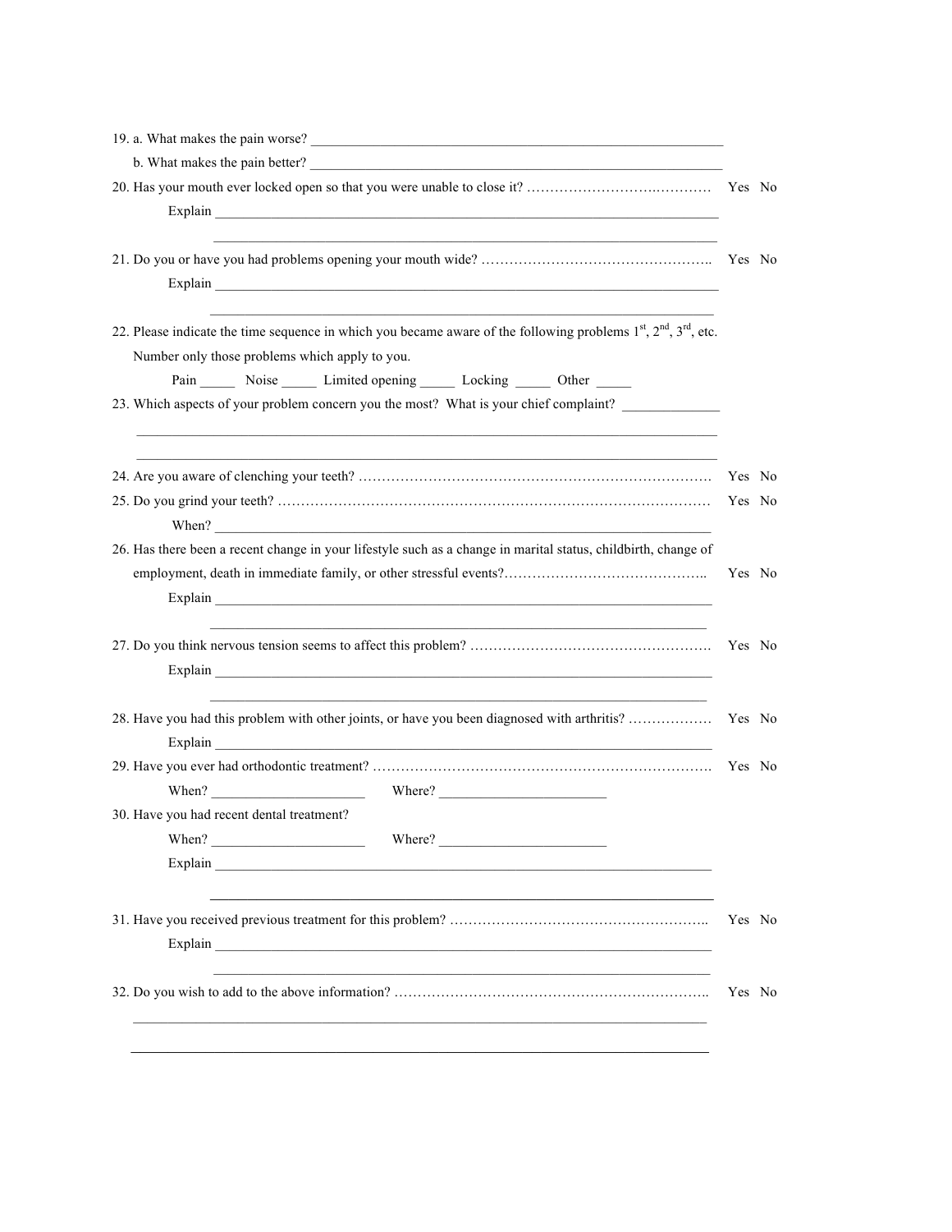19. a. What makes the pain worse? ___________________________________________________________

    b. What makes the pain better? ___________________________________________________________

20. Has your mouth ever locked open so that you were unable to close it? …………………………………… Yes No

    Explain ___________________________________________________________________________

    ___________________________________________________________________________

21. Do you or have you had problems opening your mouth wide? ………………………………………….. Yes No

    Explain ___________________________________________________________________________

    ___________________________________________________________________________

22. Please indicate the time sequence in which you became aware of the following problems 1st, 2nd, 3rd, etc.
    Number only those problems which apply to you.

    Pain _____ Noise _____ Limited opening _____ Locking _____ Other _____

23. Which aspects of your problem concern you the most? What is your chief complaint? _____________

    ___________________________________________________________________________

    ___________________________________________________________________________

24. Are you aware of clenching your teeth? …………………………………………………………………. Yes No

25. Do you grind your teeth? ……………………………………………………………………………… Yes No

    When? ___________________________________________________________________________

26. Has there been a recent change in your lifestyle such as a change in marital status, childbirth, change of employment, death in immediate family, or other stressful events?…………………………………….. Yes No

    Explain ___________________________________________________________________________

    ___________________________________________________________________________

27. Do you think nervous tension seems to affect this problem? ……………………………………………. Yes No

    Explain ___________________________________________________________________________

    ___________________________________________________________________________

28. Have you had this problem with other joints, or have you been diagnosed with arthritis? ……………… Yes No

    Explain ___________________________________________________________________________

29. Have you ever had orthodontic treatment? ………………………………………………………………. Yes No

    When? _____________________ Where? _______________________

30. Have you had recent dental treatment?

    When? _____________________ Where? _______________________

    Explain ___________________________________________________________________________

    ___________________________________________________________________________

31. Have you received previous treatment for this problem? ……………………………………………….. Yes No

    Explain ___________________________________________________________________________

    ___________________________________________________________________________

32. Do you wish to add to the above information? ………………………………………………………….. Yes No

    ___________________________________________________________________________

    ___________________________________________________________________________